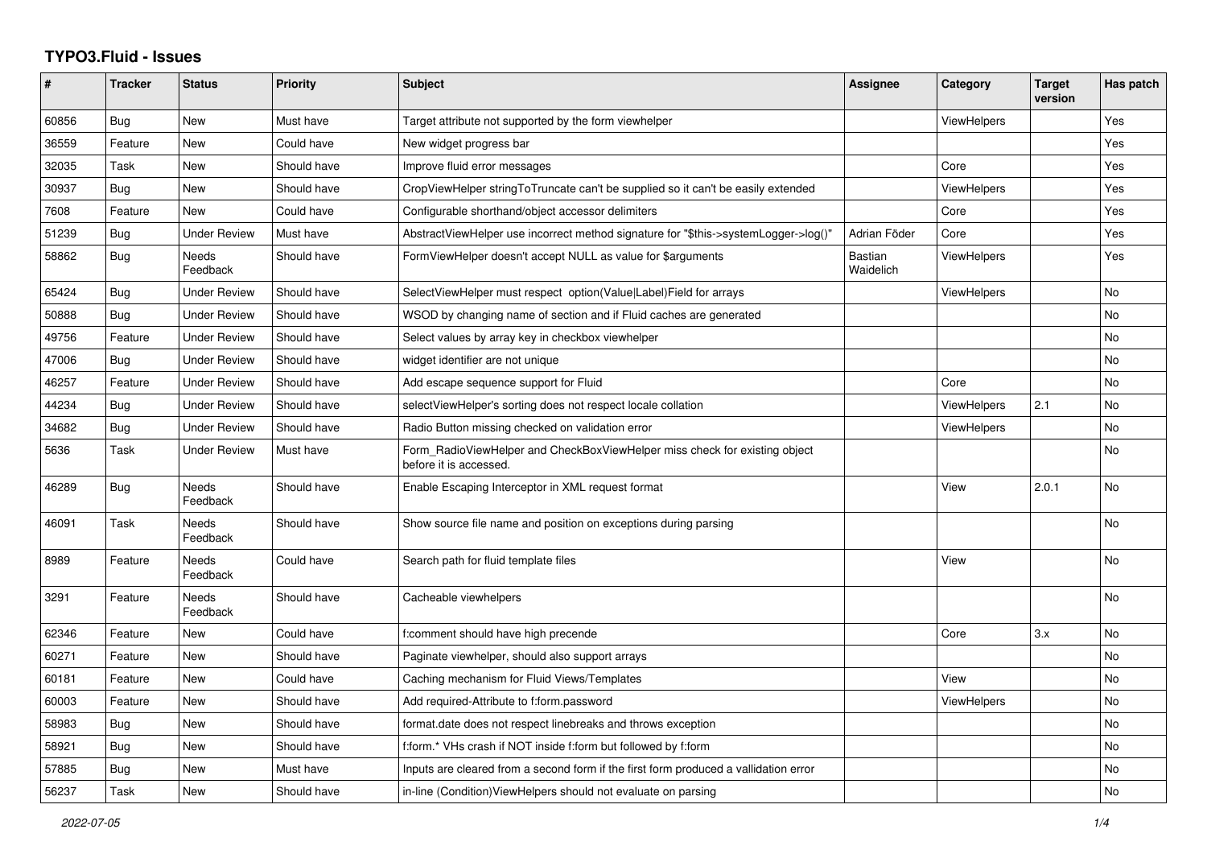# TYPO3.Fluid - Issues

| # | Tracker | Status | Priority | Subject | Assignee | Category | Target version | Has patch |
|---|---|---|---|---|---|---|---|---|
| 60856 | Bug | New | Must have | Target attribute not supported by the form viewhelper | | ViewHelpers | | Yes |
| 36559 | Feature | New | Could have | New widget progress bar | | | | Yes |
| 32035 | Task | New | Should have | Improve fluid error messages | | Core | | Yes |
| 30937 | Bug | New | Should have | CropViewHelper stringToTruncate can't be supplied so it can't be easily extended | | ViewHelpers | | Yes |
| 7608 | Feature | New | Could have | Configurable shorthand/object accessor delimiters | | Core | | Yes |
| 51239 | Bug | Under Review | Must have | AbstractViewHelper use incorrect method signature for "$this->systemLogger->log()" | Adrian Föder | Core | | Yes |
| 58862 | Bug | Needs Feedback | Should have | FormViewHelper doesn't accept NULL as value for $arguments | Bastian Waidelich | ViewHelpers | | Yes |
| 65424 | Bug | Under Review | Should have | SelectViewHelper must respect option(Value\|Label)Field for arrays | | ViewHelpers | | No |
| 50888 | Bug | Under Review | Should have | WSOD by changing name of section and if Fluid caches are generated | | | | No |
| 49756 | Feature | Under Review | Should have | Select values by array key in checkbox viewhelper | | | | No |
| 47006 | Bug | Under Review | Should have | widget identifier are not unique | | | | No |
| 46257 | Feature | Under Review | Should have | Add escape sequence support for Fluid | | Core | | No |
| 44234 | Bug | Under Review | Should have | selectViewHelper's sorting does not respect locale collation | | ViewHelpers | 2.1 | No |
| 34682 | Bug | Under Review | Should have | Radio Button missing checked on validation error | | ViewHelpers | | No |
| 5636 | Task | Under Review | Must have | Form_RadioViewHelper and CheckBoxViewHelper miss check for existing object before it is accessed. | | | | No |
| 46289 | Bug | Needs Feedback | Should have | Enable Escaping Interceptor in XML request format | | View | 2.0.1 | No |
| 46091 | Task | Needs Feedback | Should have | Show source file name and position on exceptions during parsing | | | | No |
| 8989 | Feature | Needs Feedback | Could have | Search path for fluid template files | | View | | No |
| 3291 | Feature | Needs Feedback | Should have | Cacheable viewhelpers | | | | No |
| 62346 | Feature | New | Could have | f:comment should have high precende | | Core | 3.x | No |
| 60271 | Feature | New | Should have | Paginate viewhelper, should also support arrays | | | | No |
| 60181 | Feature | New | Could have | Caching mechanism for Fluid Views/Templates | | View | | No |
| 60003 | Feature | New | Should have | Add required-Attribute to f:form.password | | ViewHelpers | | No |
| 58983 | Bug | New | Should have | format.date does not respect linebreaks and throws exception | | | | No |
| 58921 | Bug | New | Should have | f:form.* VHs crash if NOT inside f:form but followed by f:form | | | | No |
| 57885 | Bug | New | Must have | Inputs are cleared from a second form if the first form produced a vallidation error | | | | No |
| 56237 | Task | New | Should have | in-line (Condition)ViewHelpers should not evaluate on parsing | | | | No |

*2022-07-05*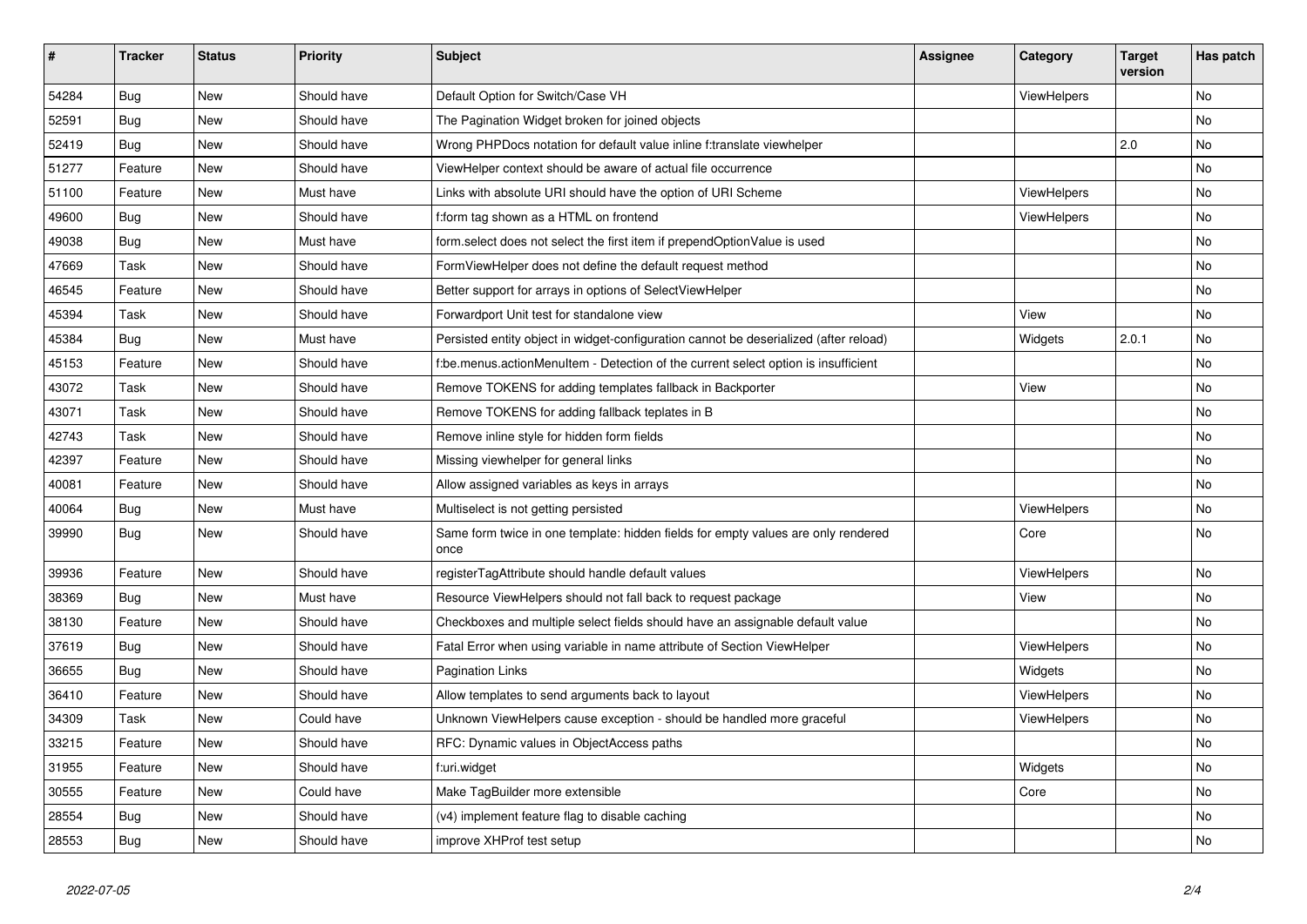| # | Tracker | Status | Priority | Subject | Assignee | Category | Target version | Has patch |
|---|---|---|---|---|---|---|---|---|
| 54284 | Bug | New | Should have | Default Option for Switch/Case VH | | ViewHelpers | | No |
| 52591 | Bug | New | Should have | The Pagination Widget broken for joined objects | | | | No |
| 52419 | Bug | New | Should have | Wrong PHPDocs notation for default value inline f:translate viewhelper | | | 2.0 | No |
| 51277 | Feature | New | Should have | ViewHelper context should be aware of actual file occurrence | | | | No |
| 51100 | Feature | New | Must have | Links with absolute URI should have the option of URI Scheme | | ViewHelpers | | No |
| 49600 | Bug | New | Should have | f:form tag shown as a HTML on frontend | | ViewHelpers | | No |
| 49038 | Bug | New | Must have | form.select does not select the first item if prependOptionValue is used | | | | No |
| 47669 | Task | New | Should have | FormViewHelper does not define the default request method | | | | No |
| 46545 | Feature | New | Should have | Better support for arrays in options of SelectViewHelper | | | | No |
| 45394 | Task | New | Should have | Forwardport Unit test for standalone view | | View | | No |
| 45384 | Bug | New | Must have | Persisted entity object in widget-configuration cannot be deserialized (after reload) | | Widgets | 2.0.1 | No |
| 45153 | Feature | New | Should have | f:be.menus.actionMenuItem - Detection of the current select option is insufficient | | | | No |
| 43072 | Task | New | Should have | Remove TOKENS for adding templates fallback in Backporter | | View | | No |
| 43071 | Task | New | Should have | Remove TOKENS for adding fallback teplates in B | | | | No |
| 42743 | Task | New | Should have | Remove inline style for hidden form fields | | | | No |
| 42397 | Feature | New | Should have | Missing viewhelper for general links | | | | No |
| 40081 | Feature | New | Should have | Allow assigned variables as keys in arrays | | | | No |
| 40064 | Bug | New | Must have | Multiselect is not getting persisted | | ViewHelpers | | No |
| 39990 | Bug | New | Should have | Same form twice in one template: hidden fields for empty values are only rendered once | | Core | | No |
| 39936 | Feature | New | Should have | registerTagAttribute should handle default values | | ViewHelpers | | No |
| 38369 | Bug | New | Must have | Resource ViewHelpers should not fall back to request package | | View | | No |
| 38130 | Feature | New | Should have | Checkboxes and multiple select fields should have an assignable default value | | | | No |
| 37619 | Bug | New | Should have | Fatal Error when using variable in name attribute of Section ViewHelper | | ViewHelpers | | No |
| 36655 | Bug | New | Should have | Pagination Links | | Widgets | | No |
| 36410 | Feature | New | Should have | Allow templates to send arguments back to layout | | ViewHelpers | | No |
| 34309 | Task | New | Could have | Unknown ViewHelpers cause exception - should be handled more graceful | | ViewHelpers | | No |
| 33215 | Feature | New | Should have | RFC: Dynamic values in ObjectAccess paths | | | | No |
| 31955 | Feature | New | Should have | f:uri.widget | | Widgets | | No |
| 30555 | Feature | New | Could have | Make TagBuilder more extensible | | Core | | No |
| 28554 | Bug | New | Should have | (v4) implement feature flag to disable caching | | | | No |
| 28553 | Bug | New | Should have | improve XHProf test setup | | | | No |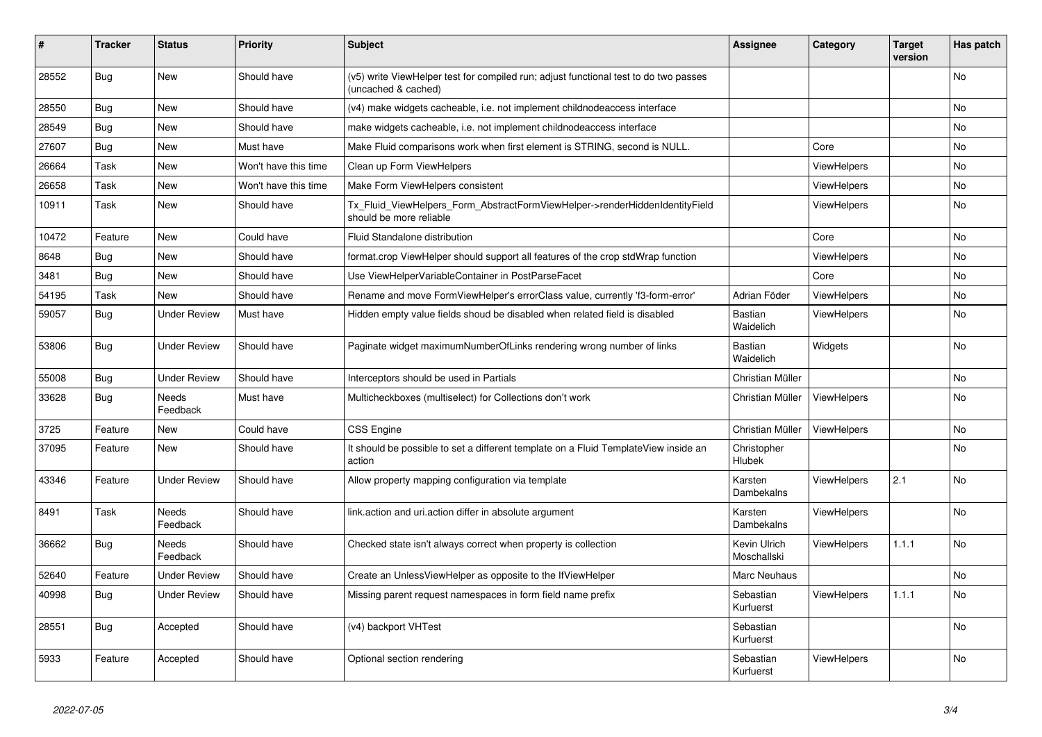| # | Tracker | Status | Priority | Subject | Assignee | Category | Target version | Has patch |
|---|---|---|---|---|---|---|---|---|
| 28552 | Bug | New | Should have | (v5) write ViewHelper test for compiled run; adjust functional test to do two passes (uncached & cached) | | | | No |
| 28550 | Bug | New | Should have | (v4) make widgets cacheable, i.e. not implement childnodeaccess interface | | | | No |
| 28549 | Bug | New | Should have | make widgets cacheable, i.e. not implement childnodeaccess interface | | | | No |
| 27607 | Bug | New | Must have | Make Fluid comparisons work when first element is STRING, second is NULL. | | Core | | No |
| 26664 | Task | New | Won't have this time | Clean up Form ViewHelpers | | ViewHelpers | | No |
| 26658 | Task | New | Won't have this time | Make Form ViewHelpers consistent | | ViewHelpers | | No |
| 10911 | Task | New | Should have | Tx_Fluid_ViewHelpers_Form_AbstractFormViewHelper->renderHiddenIdentityField should be more reliable | | ViewHelpers | | No |
| 10472 | Feature | New | Could have | Fluid Standalone distribution | | Core | | No |
| 8648 | Bug | New | Should have | format.crop ViewHelper should support all features of the crop stdWrap function | | ViewHelpers | | No |
| 3481 | Bug | New | Should have | Use ViewHelperVariableContainer in PostParseFacet | | Core | | No |
| 54195 | Task | New | Should have | Rename and move FormViewHelper's errorClass value, currently 'f3-form-error' | Adrian Föder | ViewHelpers | | No |
| 59057 | Bug | Under Review | Must have | Hidden empty value fields shoud be disabled when related field is disabled | Bastian Waidelich | ViewHelpers | | No |
| 53806 | Bug | Under Review | Should have | Paginate widget maximumNumberOfLinks rendering wrong number of links | Bastian Waidelich | Widgets | | No |
| 55008 | Bug | Under Review | Should have | Interceptors should be used in Partials | Christian Müller | | | No |
| 33628 | Bug | Needs Feedback | Must have | Multicheckboxes (multiselect) for Collections don't work | Christian Müller | ViewHelpers | | No |
| 3725 | Feature | New | Could have | CSS Engine | Christian Müller | ViewHelpers | | No |
| 37095 | Feature | New | Should have | It should be possible to set a different template on a Fluid TemplateView inside an action | Christopher Hlubek | | | No |
| 43346 | Feature | Under Review | Should have | Allow property mapping configuration via template | Karsten Dambekalns | ViewHelpers | 2.1 | No |
| 8491 | Task | Needs Feedback | Should have | link.action and uri.action differ in absolute argument | Karsten Dambekalns | ViewHelpers | | No |
| 36662 | Bug | Needs Feedback | Should have | Checked state isn't always correct when property is collection | Kevin Ulrich Moschallski | ViewHelpers | 1.1.1 | No |
| 52640 | Feature | Under Review | Should have | Create an UnlessViewHelper as opposite to the IfViewHelper | Marc Neuhaus | | | No |
| 40998 | Bug | Under Review | Should have | Missing parent request namespaces in form field name prefix | Sebastian Kurfuerst | ViewHelpers | 1.1.1 | No |
| 28551 | Bug | Accepted | Should have | (v4) backport VHTest | Sebastian Kurfuerst | | | No |
| 5933 | Feature | Accepted | Should have | Optional section rendering | Sebastian Kurfuerst | ViewHelpers | | No |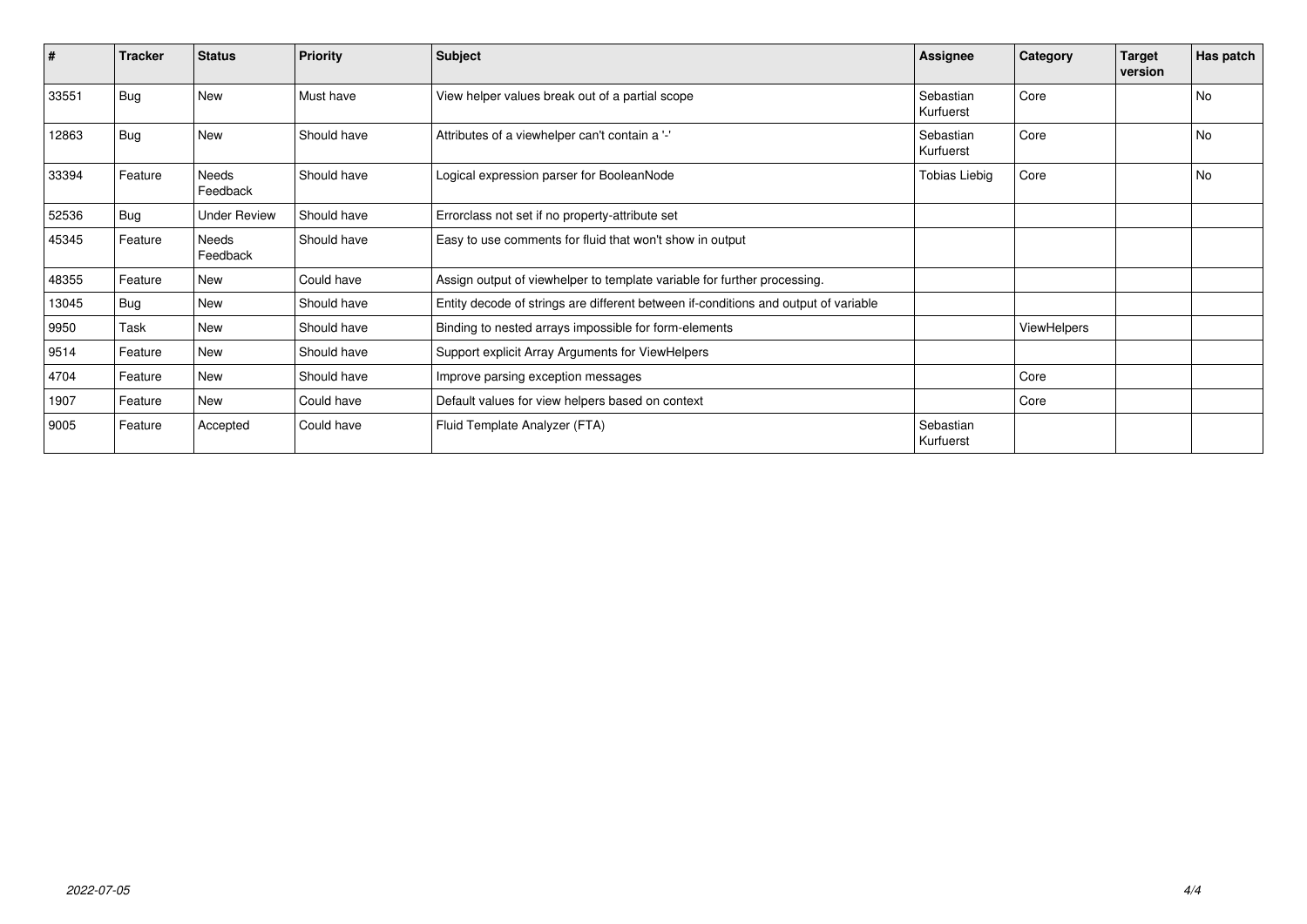| # | Tracker | Status | Priority | Subject | Assignee | Category | Target version | Has patch |
|---|---|---|---|---|---|---|---|---|
| 33551 | Bug | New | Must have | View helper values break out of a partial scope | Sebastian Kurfuerst | Core | | No |
| 12863 | Bug | New | Should have | Attributes of a viewhelper can't contain a '-' | Sebastian Kurfuerst | Core | | No |
| 33394 | Feature | Needs Feedback | Should have | Logical expression parser for BooleanNode | Tobias Liebig | Core | | No |
| 52536 | Bug | Under Review | Should have | Errorclass not set if no property-attribute set | | | | |
| 45345 | Feature | Needs Feedback | Should have | Easy to use comments for fluid that won't show in output | | | | |
| 48355 | Feature | New | Could have | Assign output of viewhelper to template variable for further processing. | | | | |
| 13045 | Bug | New | Should have | Entity decode of strings are different between if-conditions and output of variable | | | | |
| 9950 | Task | New | Should have | Binding to nested arrays impossible for form-elements | | ViewHelpers | | |
| 9514 | Feature | New | Should have | Support explicit Array Arguments for ViewHelpers | | | | |
| 4704 | Feature | New | Should have | Improve parsing exception messages | | Core | | |
| 1907 | Feature | New | Could have | Default values for view helpers based on context | | Core | | |
| 9005 | Feature | Accepted | Could have | Fluid Template Analyzer (FTA) | Sebastian Kurfuerst | | | |